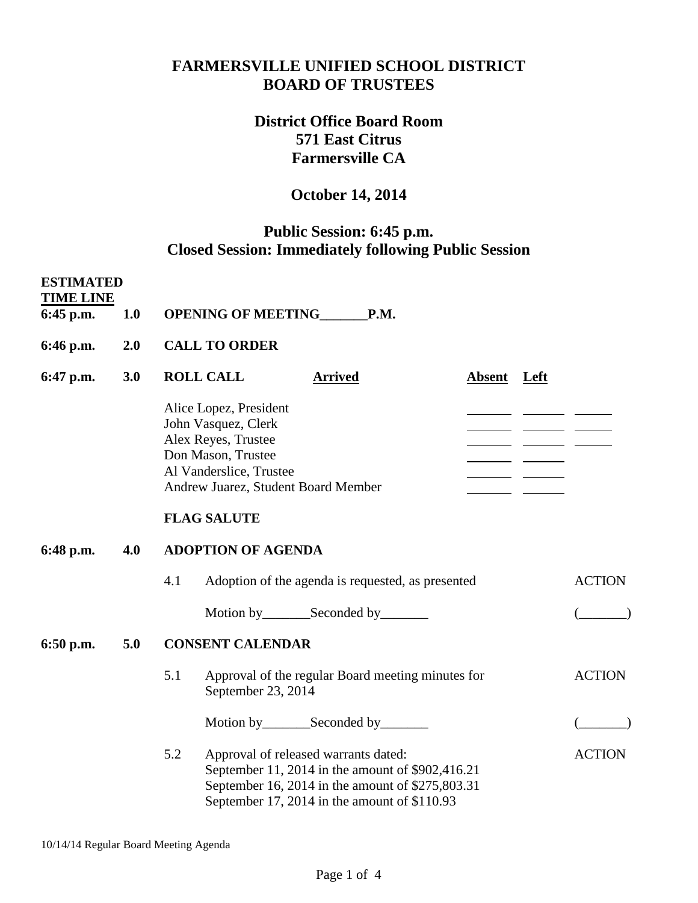# FARMERSVILLE UNIFIED SCHOOL DISTRICT
# BOARD OF TRUSTEES

## District Office Board Room
## 571 East Citrus
## Farmersville CA

## October 14, 2014

## Public Session: 6:45 p.m.
## Closed Session: Immediately following Public Session

**ESTIMATED TIME LINE**

**6:45 p.m.** **1.0** **OPENING OF MEETING_______P.M.**

**6:46 p.m.** **2.0** **CALL TO ORDER**

**6:47 p.m.** **3.0** **ROLL CALL**

| ROLL CALL | Arrived | Absent | Left |
|---|---|---|---|
| Alice Lopez, President | _______ | _______ | ______ |
| John Vasquez, Clerk | _______ | _______ | ______ |
| Alex Reyes, Trustee | _______ | _______ | ______ |
| Don Mason, Trustee | _______ | _______ | |
| Al Vanderslice, Trustee | _______ | _______ | |
| Andrew Juarez, Student Board Member | _______ | _______ | |

**FLAG SALUTE**

**6:48 p.m.** **4.0** **ADOPTION OF AGENDA**

4.1 Adoption of the agenda is requested, as presented — ACTION

Motion by_______Seconded by_______ (_______)

**6:50 p.m.** **5.0** **CONSENT CALENDAR**

5.1 Approval of the regular Board meeting minutes for September 23, 2014 — ACTION

Motion by_______Seconded by_______ (_______)

5.2 Approval of released warrants dated: — ACTION
September 11, 2014 in the amount of $902,416.21
September 16, 2014 in the amount of $275,803.31
September 17, 2014 in the amount of $110.93

10/14/14 Regular Board Meeting Agenda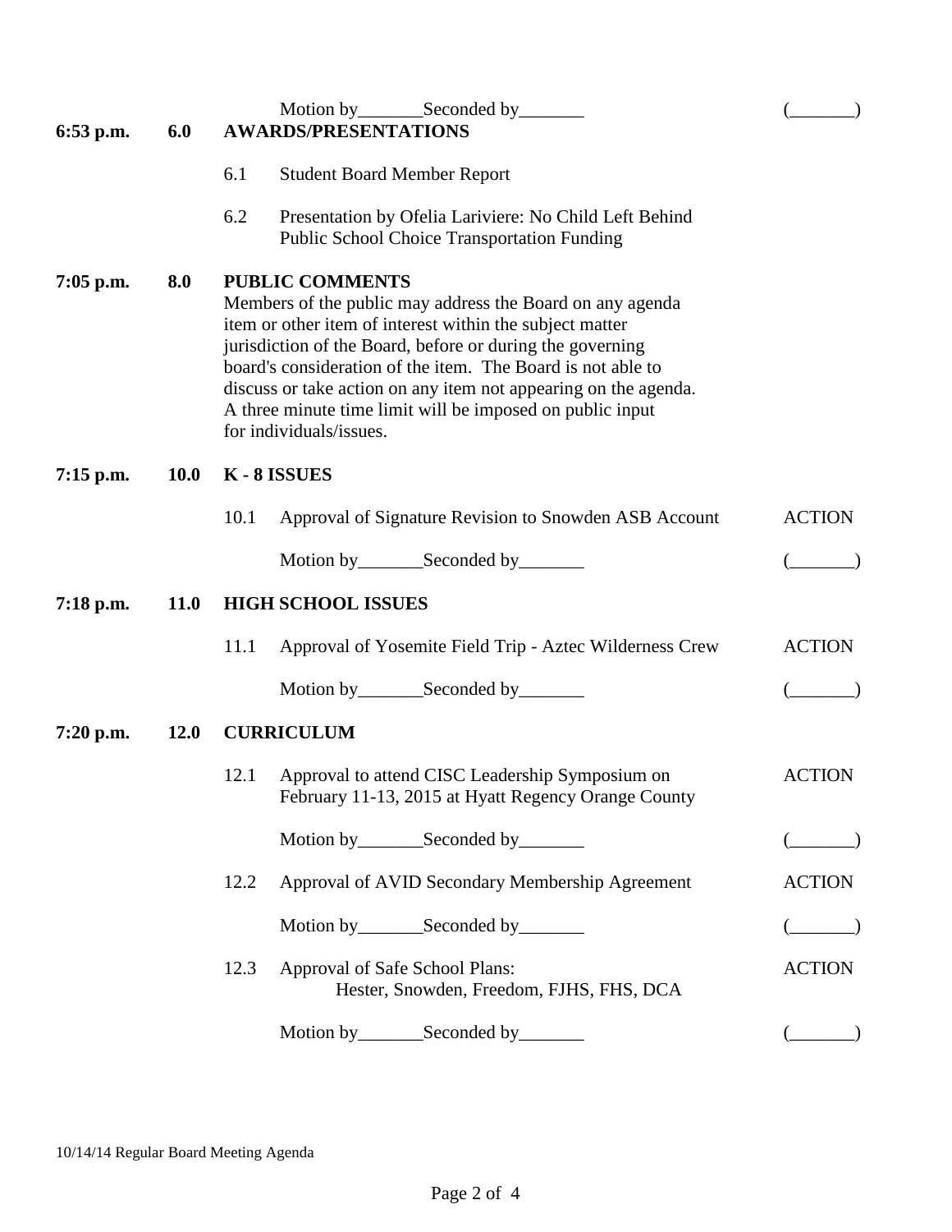Motion by_______Seconded by_______ (_______)

**6:53 p.m. 6.0 AWARDS/PRESENTATIONS**

6.1 Student Board Member Report

6.2 Presentation by Ofelia Lariviere: No Child Left Behind Public School Choice Transportation Funding

**7:05 p.m. 8.0 PUBLIC COMMENTS**

Members of the public may address the Board on any agenda item or other item of interest within the subject matter jurisdiction of the Board, before or during the governing board's consideration of the item. The Board is not able to discuss or take action on any item not appearing on the agenda. A three minute time limit will be imposed on public input for individuals/issues.

**7:15 p.m. 10.0 K - 8 ISSUES**

10.1 Approval of Signature Revision to Snowden ASB Account — ACTION

Motion by_______Seconded by_______ (_______)

**7:18 p.m. 11.0 HIGH SCHOOL ISSUES**

11.1 Approval of Yosemite Field Trip - Aztec Wilderness Crew — ACTION

Motion by_______Seconded by_______ (_______)

**7:20 p.m. 12.0 CURRICULUM**

12.1 Approval to attend CISC Leadership Symposium on February 11-13, 2015 at Hyatt Regency Orange County — ACTION

Motion by_______Seconded by_______ (_______)

12.2 Approval of AVID Secondary Membership Agreement — ACTION

Motion by_______Seconded by_______ (_______)

12.3 Approval of Safe School Plans: Hester, Snowden, Freedom, FJHS, FHS, DCA — ACTION

Motion by_______Seconded by_______ (_______)

10/14/14 Regular Board Meeting Agenda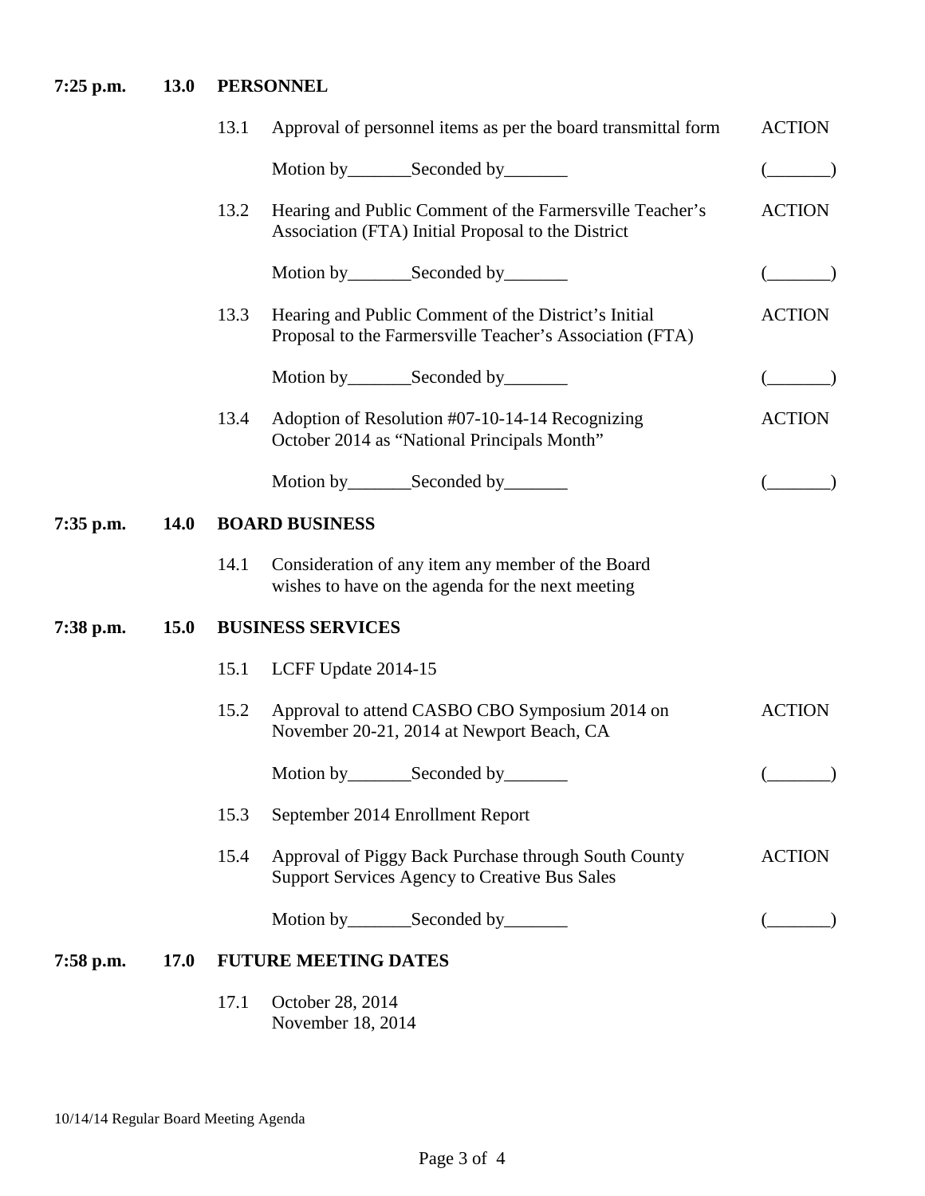**7:25 p.m. 13.0 PERSONNEL**

| | | |
|---|---|---|
| 13.1 | Approval of personnel items as per the board transmittal form | ACTION |
| | Motion by_______Seconded by_______ | (_______) |
| 13.2 | Hearing and Public Comment of the Farmersville Teacher's Association (FTA) Initial Proposal to the District | ACTION |
| | Motion by_______Seconded by_______ | (_______) |
| 13.3 | Hearing and Public Comment of the District's Initial Proposal to the Farmersville Teacher's Association (FTA) | ACTION |
| | Motion by_______Seconded by_______ | (_______) |
| 13.4 | Adoption of Resolution #07-10-14-14 Recognizing October 2014 as "National Principals Month" | ACTION |
| | Motion by_______Seconded by_______ | (_______) |

**7:35 p.m. 14.0 BOARD BUSINESS**

| | | |
|---|---|---|
| 14.1 | Consideration of any item any member of the Board wishes to have on the agenda for the next meeting | |

**7:38 p.m. 15.0 BUSINESS SERVICES**

| | | |
|---|---|---|
| 15.1 | LCFF Update 2014-15 | |
| 15.2 | Approval to attend CASBO CBO Symposium 2014 on November 20-21, 2014 at Newport Beach, CA | ACTION |
| | Motion by_______Seconded by_______ | (_______) |
| 15.3 | September 2014 Enrollment Report | |
| 15.4 | Approval of Piggy Back Purchase through South County Support Services Agency to Creative Bus Sales | ACTION |
| | Motion by_______Seconded by_______ | (_______) |

**7:58 p.m. 17.0 FUTURE MEETING DATES**

17.1 October 28, 2014
November 18, 2014

10/14/14 Regular Board Meeting Agenda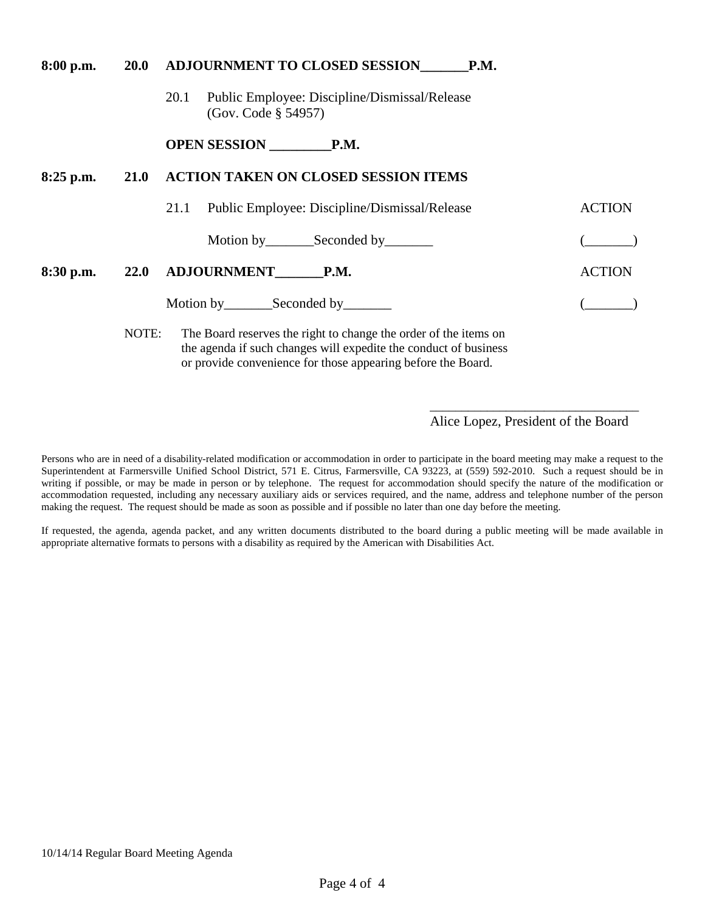**8:00 p.m. 20.0 ADJOURNMENT TO CLOSED SESSION_______P.M.**

20.1 Public Employee: Discipline/Dismissal/Release
(Gov. Code § 54957)

**OPEN SESSION _________P.M.**

**8:25 p.m. 21.0 ACTION TAKEN ON CLOSED SESSION ITEMS**

| | | |
|---|---|---|
| 21.1 | Public Employee: Discipline/Dismissal/Release | ACTION |
| | Motion by_______Seconded by_______ | (_______) |

**8:30 p.m. 22.0 ADJOURNMENT_______P.M.** ACTION

Motion by_______Seconded by_______ (_______)

NOTE: The Board reserves the right to change the order of the items on the agenda if such changes will expedite the conduct of business or provide convenience for those appearing before the Board.

_______________________________
Alice Lopez, President of the Board

Persons who are in need of a disability-related modification or accommodation in order to participate in the board meeting may make a request to the Superintendent at Farmersville Unified School District, 571 E. Citrus, Farmersville, CA 93223, at (559) 592-2010. Such a request should be in writing if possible, or may be made in person or by telephone. The request for accommodation should specify the nature of the modification or accommodation requested, including any necessary auxiliary aids or services required, and the name, address and telephone number of the person making the request. The request should be made as soon as possible and if possible no later than one day before the meeting.

If requested, the agenda, agenda packet, and any written documents distributed to the board during a public meeting will be made available in appropriate alternative formats to persons with a disability as required by the American with Disabilities Act.